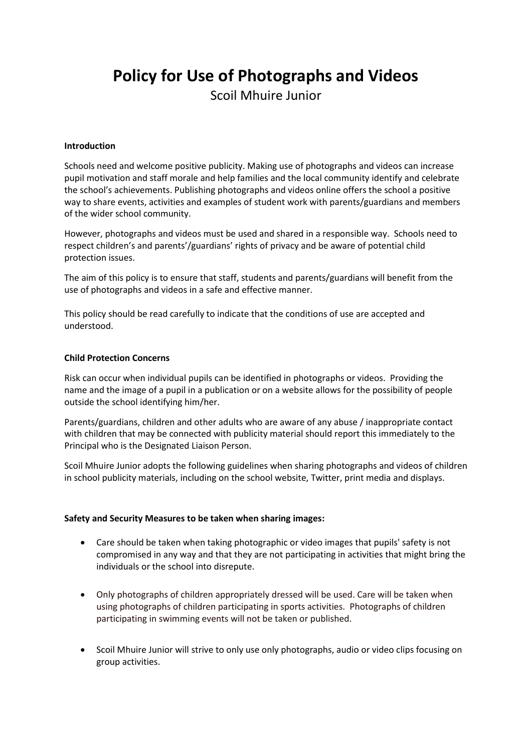# Policy for Use of Photographs and Videos

Scoil Mhuire Junior

**Introduction**

Schools need and welcome positive publicity. Making use of photographs and videos can increase pupil motivation and staff morale and help families and the local community identify and celebrate the school's achievements. Publishing photographs and videos online offers the school a positive way to share events, activities and examples of student work with parents/guardians and members of the wider school community.

However, photographs and videos must be used and shared in a responsible way. Schools need to respect children's and parents'/guardians' rights of privacy and be aware of potential child protection issues.

The aim of this policy is to ensure that staff, students and parents/guardians will benefit from the use of photographs and videos in a safe and effective manner.

This policy should be read carefully to indicate that the conditions of use are accepted and understood.

**Child Protection Concerns**

Risk can occur when individual pupils can be identified in photographs or videos. Providing the name and the image of a pupil in a publication or on a website allows for the possibility of people outside the school identifying him/her.

Parents/guardians, children and other adults who are aware of any abuse / inappropriate contact with children that may be connected with publicity material should report this immediately to the Principal who is the Designated Liaison Person.

Scoil Mhuire Junior adopts the following guidelines when sharing photographs and videos of children in school publicity materials, including on the school website, Twitter, print media and displays.

**Safety and Security Measures to be taken when sharing images:**

- Care should be taken when taking photographic or video images that pupils' safety is not compromised in any way and that they are not participating in activities that might bring the individuals or the school into disrepute.
- Only photographs of children appropriately dressed will be used. Care will be taken when using photographs of children participating in sports activities. Photographs of children participating in swimming events will not be taken or published.
- Scoil Mhuire Junior will strive to only use only photographs, audio or video clips focusing on group activities.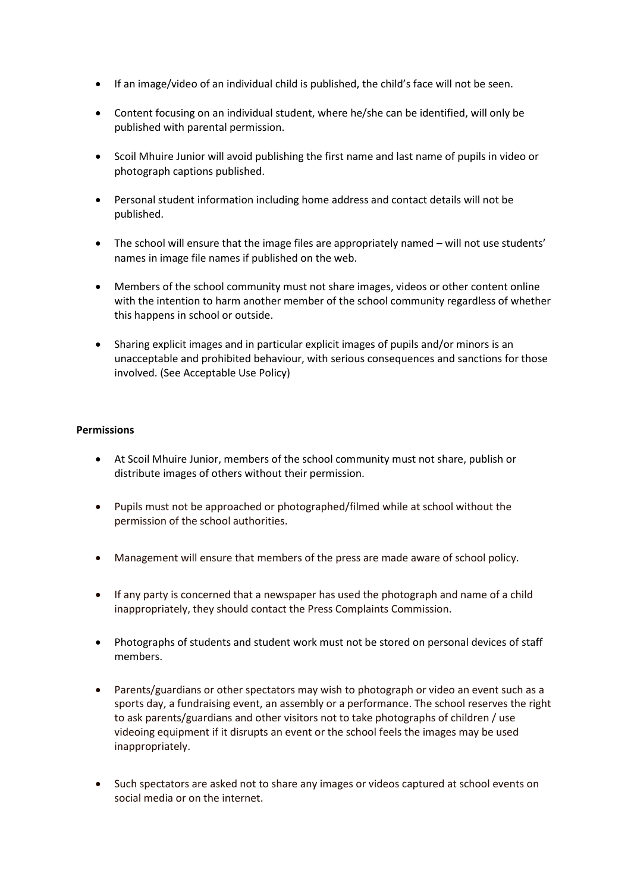- If an image/video of an individual child is published, the child's face will not be seen.

- Content focusing on an individual student, where he/she can be identified, will only be published with parental permission.

- Scoil Mhuire Junior will avoid publishing the first name and last name of pupils in video or photograph captions published.

- Personal student information including home address and contact details will not be published.

- The school will ensure that the image files are appropriately named – will not use students' names in image file names if published on the web.

- Members of the school community must not share images, videos or other content online with the intention to harm another member of the school community regardless of whether this happens in school or outside.

- Sharing explicit images and in particular explicit images of pupils and/or minors is an unacceptable and prohibited behaviour, with serious consequences and sanctions for those involved. (See Acceptable Use Policy)

**Permissions**

- At Scoil Mhuire Junior, members of the school community must not share, publish or distribute images of others without their permission.

- Pupils must not be approached or photographed/filmed while at school without the permission of the school authorities.

- Management will ensure that members of the press are made aware of school policy.

- If any party is concerned that a newspaper has used the photograph and name of a child inappropriately, they should contact the Press Complaints Commission.

- Photographs of students and student work must not be stored on personal devices of staff members.

- Parents/guardians or other spectators may wish to photograph or video an event such as a sports day, a fundraising event, an assembly or a performance. The school reserves the right to ask parents/guardians and other visitors not to take photographs of children / use videoing equipment if it disrupts an event or the school feels the images may be used inappropriately.

- Such spectators are asked not to share any images or videos captured at school events on social media or on the internet.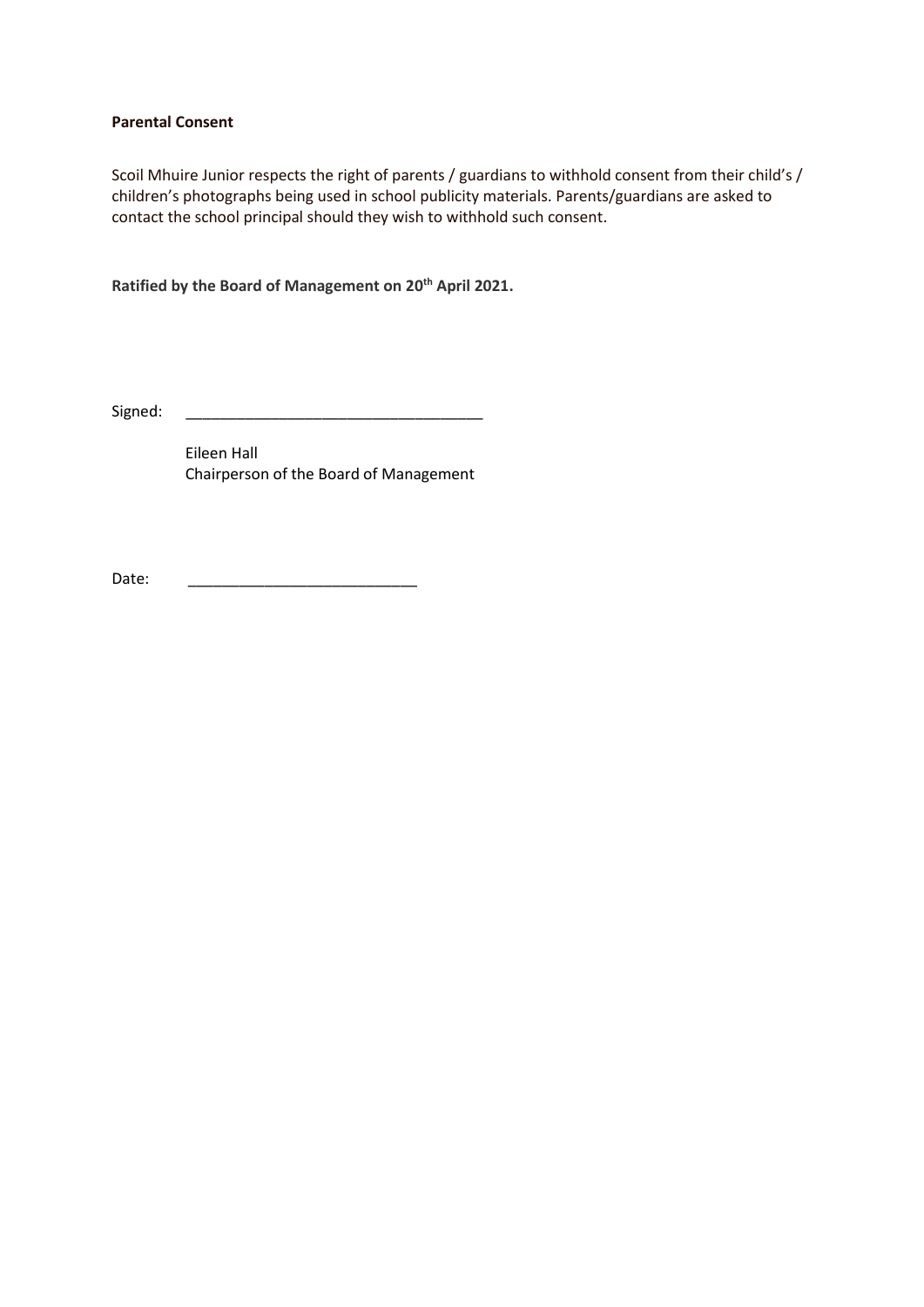**Parental Consent**

Scoil Mhuire Junior respects the right of parents / guardians to withhold consent from their child's / children's photographs being used in school publicity materials. Parents/guardians are asked to contact the school principal should they wish to withhold such consent.

**Ratified by the Board of Management on 20th April 2021.**

Signed: ___________________________________

Eileen Hall
Chairperson of the Board of Management

Date: ___________________________